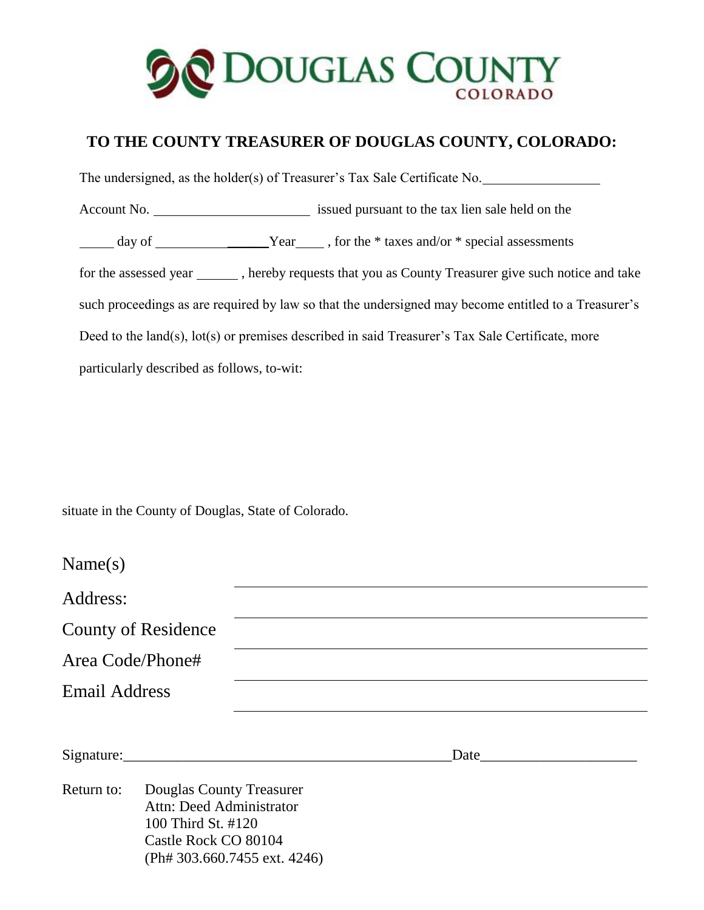DOUGLAS COUNTY
COLORADO

## TO THE COUNTY TREASURER OF DOUGLAS COUNTY, COLORADO:

The undersigned, as the holder(s) of Treasurer's Tax Sale Certificate No.__________________

Account No. ______________________ issued pursuant to the tax lien sale held on the

_____ day of ________________Year____ , for the * taxes and/or * special assessments

for the assessed year ______ , hereby requests that you as County Treasurer give such notice and take such proceedings as are required by law so that the undersigned may become entitled to a Treasurer's Deed to the land(s), lot(s) or premises described in said Treasurer's Tax Sale Certificate, more particularly described as follows, to-wit:

situate in the County of Douglas, State of Colorado.

Name(s) ______________________________________________

Address: ______________________________________________

County of Residence ______________________________________________

Area Code/Phone# ______________________________________________

Email Address ______________________________________________

Signature:______________________________________________ Date_____________________

Return to: Douglas County Treasurer
Attn: Deed Administrator
100 Third St. #120
Castle Rock CO 80104
(Ph# 303.660.7455 ext. 4246)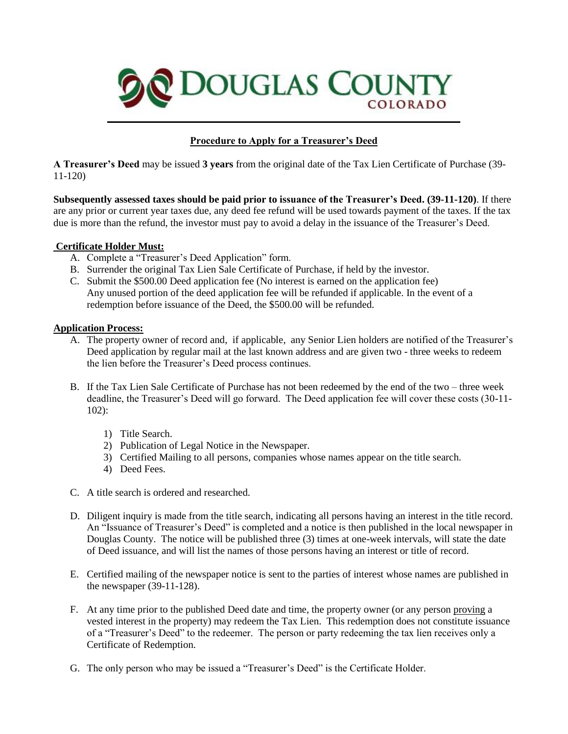# DOUGLAS COUNTY COLORADO

## Procedure to Apply for a Treasurer's Deed

**A Treasurer's Deed** may be issued **3 years** from the original date of the Tax Lien Certificate of Purchase (39-11-120)

**Subsequently assessed taxes should be paid prior to issuance of the Treasurer's Deed. (39-11-120)**. If there are any prior or current year taxes due, any deed fee refund will be used towards payment of the taxes. If the tax due is more than the refund, the investor must pay to avoid a delay in the issuance of the Treasurer's Deed.

**Certificate Holder Must:**

A. Complete a "Treasurer's Deed Application" form.
B. Surrender the original Tax Lien Sale Certificate of Purchase, if held by the investor.
C. Submit the $500.00 Deed application fee (No interest is earned on the application fee) Any unused portion of the deed application fee will be refunded if applicable. In the event of a redemption before issuance of the Deed, the $500.00 will be refunded.

**Application Process:**

A. The property owner of record and, if applicable, any Senior Lien holders are notified of the Treasurer's Deed application by regular mail at the last known address and are given two - three weeks to redeem the lien before the Treasurer's Deed process continues.

B. If the Tax Lien Sale Certificate of Purchase has not been redeemed by the end of the two – three week deadline, the Treasurer's Deed will go forward. The Deed application fee will cover these costs (30-11-102):

   1) Title Search.
   2) Publication of Legal Notice in the Newspaper.
   3) Certified Mailing to all persons, companies whose names appear on the title search.
   4) Deed Fees.

C. A title search is ordered and researched.

D. Diligent inquiry is made from the title search, indicating all persons having an interest in the title record. An "Issuance of Treasurer's Deed" is completed and a notice is then published in the local newspaper in Douglas County. The notice will be published three (3) times at one-week intervals, will state the date of Deed issuance, and will list the names of those persons having an interest or title of record.

E. Certified mailing of the newspaper notice is sent to the parties of interest whose names are published in the newspaper (39-11-128).

F. At any time prior to the published Deed date and time, the property owner (or any person proving a vested interest in the property) may redeem the Tax Lien. This redemption does not constitute issuance of a "Treasurer's Deed" to the redeemer. The person or party redeeming the tax lien receives only a Certificate of Redemption.

G. The only person who may be issued a "Treasurer's Deed" is the Certificate Holder.